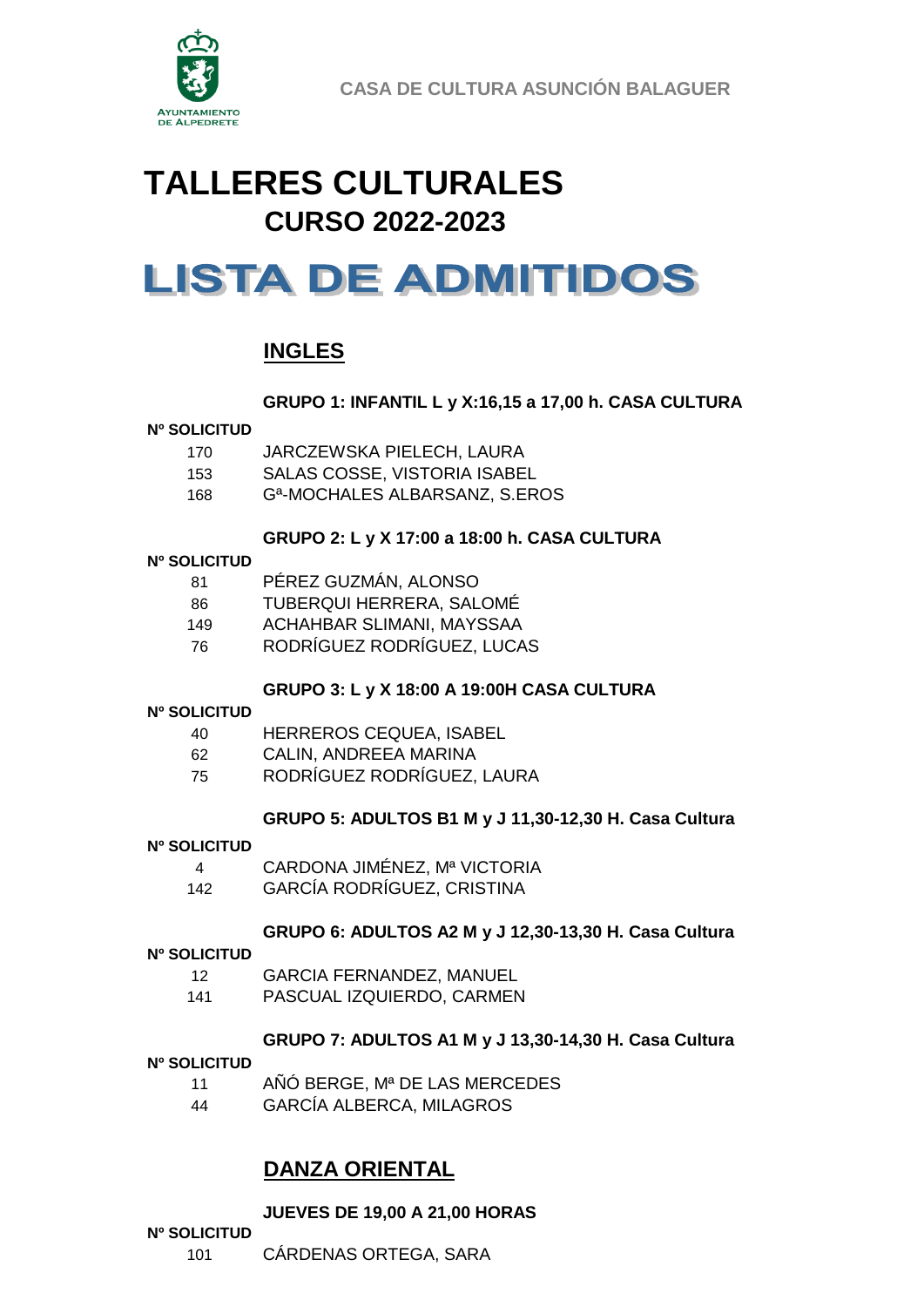AYUNTAMIENTO DE ALPEDRETE

CASA DE CULTURA ASUNCIÓN BALAGUER

# TALLERES CULTURALES
## CURSO 2022-2023

# LISTA DE ADMITIDOS

## INGLES

### GRUPO 1: INFANTIL L y X:16,15 a 17,00 h. CASA CULTURA

| Nº SOLICITUD | |
|---|---|
| 170 | JARCZEWSKA PIELECH, LAURA |
| 153 | SALAS COSSE, VISTORIA ISABEL |
| 168 | Gª-MOCHALES ALBARSANZ, S.EROS |

### GRUPO 2: L y X 17:00 a 18:00 h. CASA CULTURA

| Nº SOLICITUD | |
|---|---|
| 81 | PÉREZ GUZMÁN, ALONSO |
| 86 | TUBERQUI HERRERA, SALOMÉ |
| 149 | ACHAHBAR SLIMANI, MAYSSAA |
| 76 | RODRÍGUEZ RODRÍGUEZ, LUCAS |

### GRUPO 3: L y X 18:00 A 19:00H CASA CULTURA

| Nº SOLICITUD | |
|---|---|
| 40 | HERREROS CEQUEA, ISABEL |
| 62 | CALIN, ANDREEA MARINA |
| 75 | RODRÍGUEZ RODRÍGUEZ, LAURA |

### GRUPO 5: ADULTOS B1 M y J 11,30-12,30 H. Casa Cultura

| Nº SOLICITUD | |
|---|---|
| 4 | CARDONA JIMÉNEZ, Mª VICTORIA |
| 142 | GARCÍA RODRÍGUEZ, CRISTINA |

### GRUPO 6: ADULTOS A2 M y J 12,30-13,30 H. Casa Cultura

| Nº SOLICITUD | |
|---|---|
| 12 | GARCIA FERNANDEZ, MANUEL |
| 141 | PASCUAL IZQUIERDO, CARMEN |

### GRUPO 7: ADULTOS A1 M y J 13,30-14,30 H. Casa Cultura

| Nº SOLICITUD | |
|---|---|
| 11 | AÑÓ BERGE, Mª DE LAS MERCEDES |
| 44 | GARCÍA ALBERCA, MILAGROS |

## DANZA ORIENTAL

### JUEVES DE 19,00 A 21,00 HORAS

| Nº SOLICITUD | |
|---|---|
| 101 | CÁRDENAS ORTEGA, SARA |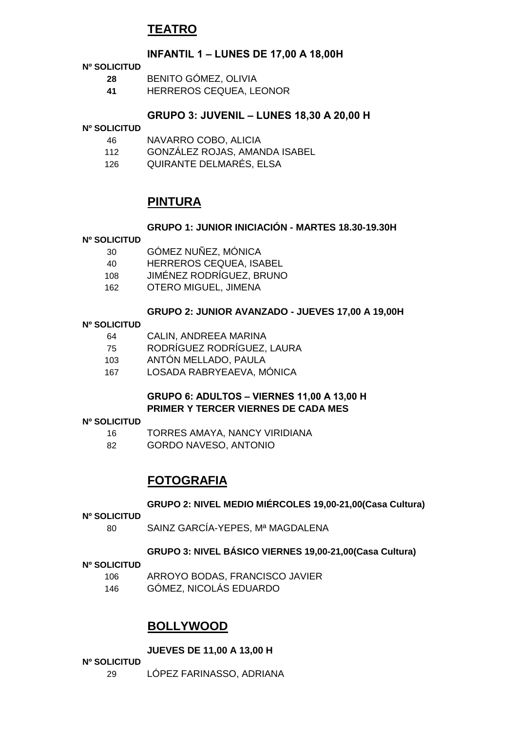# TEATRO

### INFANTIL 1 – LUNES DE 17,00 A 18,00H

| Nº SOLICITUD | |
|---|---|
| **28** | BENITO GÓMEZ, OLIVIA |
| **41** | HERREROS CEQUEA, LEONOR |

### GRUPO 3: JUVENIL – LUNES 18,30 A 20,00 H

| Nº SOLICITUD | |
|---|---|
| 46 | NAVARRO COBO, ALICIA |
| 112 | GONZÁLEZ ROJAS, AMANDA ISABEL |
| 126 | QUIRANTE DELMARÉS, ELSA |

# PINTURA

### GRUPO 1: JUNIOR INICIACIÓN - MARTES 18.30-19.30H

| Nº SOLICITUD | |
|---|---|
| 30 | GÓMEZ NUÑEZ, MÓNICA |
| 40 | HERREROS CEQUEA, ISABEL |
| 108 | JIMÉNEZ RODRÍGUEZ, BRUNO |
| 162 | OTERO MIGUEL, JIMENA |

### GRUPO 2: JUNIOR AVANZADO - JUEVES 17,00 A 19,00H

| Nº SOLICITUD | |
|---|---|
| 64 | CALIN, ANDREEA MARINA |
| 75 | RODRÍGUEZ RODRÍGUEZ, LAURA |
| 103 | ANTÓN MELLADO, PAULA |
| 167 | LOSADA RABRYEAEVA, MÓNICA |

### GRUPO 6: ADULTOS – VIERNES 11,00 A 13,00 H
### PRIMER Y TERCER VIERNES DE CADA MES

| Nº SOLICITUD | |
|---|---|
| 16 | TORRES AMAYA, NANCY VIRIDIANA |
| 82 | GORDO NAVESO, ANTONIO |

# FOTOGRAFIA

### GRUPO 2: NIVEL MEDIO MIÉRCOLES 19,00-21,00(Casa Cultura)

| Nº SOLICITUD | |
|---|---|
| 80 | SAINZ GARCÍA-YEPES, Mª MAGDALENA |

### GRUPO 3: NIVEL BÁSICO VIERNES 19,00-21,00(Casa Cultura)

| Nº SOLICITUD | |
|---|---|
| 106 | ARROYO BODAS, FRANCISCO JAVIER |
| 146 | GÓMEZ, NICOLÁS EDUARDO |

# BOLLYWOOD

### JUEVES DE 11,00 A 13,00 H

| Nº SOLICITUD | |
|---|---|
| 29 | LÓPEZ FARINASSO, ADRIANA |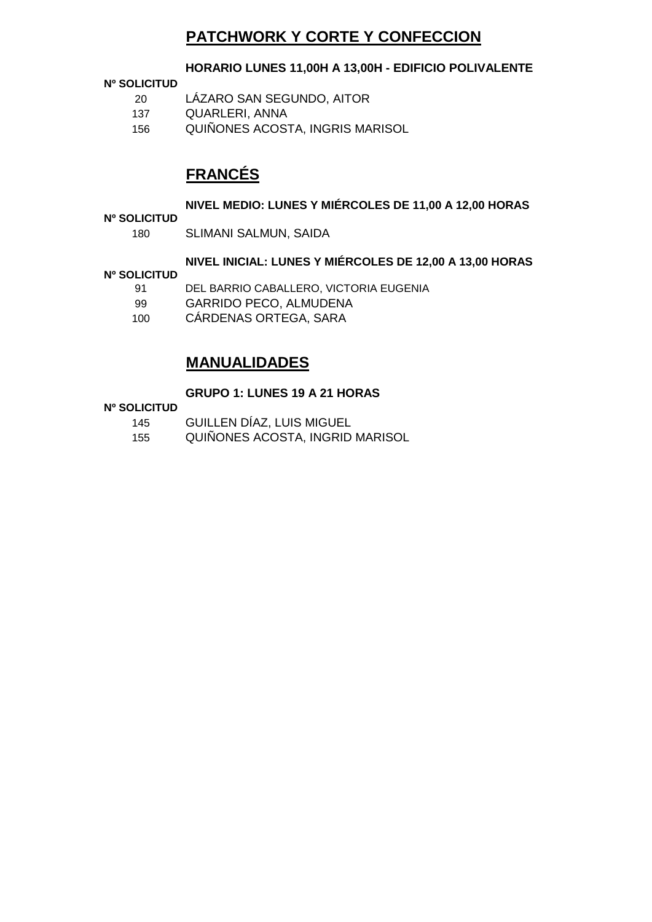# PATCHWORK Y CORTE Y CONFECCION

**HORARIO LUNES 11,00H A 13,00H - EDIFICIO POLIVALENTE**

| Nº SOLICITUD | |
|---|---|
| 20 | LÁZARO SAN SEGUNDO, AITOR |
| 137 | QUARLERI, ANNA |
| 156 | QUIÑONES ACOSTA, INGRIS MARISOL |

# FRANCÉS

**NIVEL MEDIO: LUNES Y MIÉRCOLES DE 11,00 A 12,00 HORAS**

| Nº SOLICITUD | |
|---|---|
| 180 | SLIMANI SALMUN, SAIDA |

**NIVEL INICIAL: LUNES Y MIÉRCOLES DE 12,00 A 13,00 HORAS**

| Nº SOLICITUD | |
|---|---|
| 91 | DEL BARRIO CABALLERO, VICTORIA EUGENIA |
| 99 | GARRIDO PECO, ALMUDENA |
| 100 | CÁRDENAS ORTEGA, SARA |

# MANUALIDADES

**GRUPO 1: LUNES 19 A 21 HORAS**

| Nº SOLICITUD | |
|---|---|
| 145 | GUILLEN DÍAZ, LUIS MIGUEL |
| 155 | QUIÑONES ACOSTA, INGRID MARISOL |